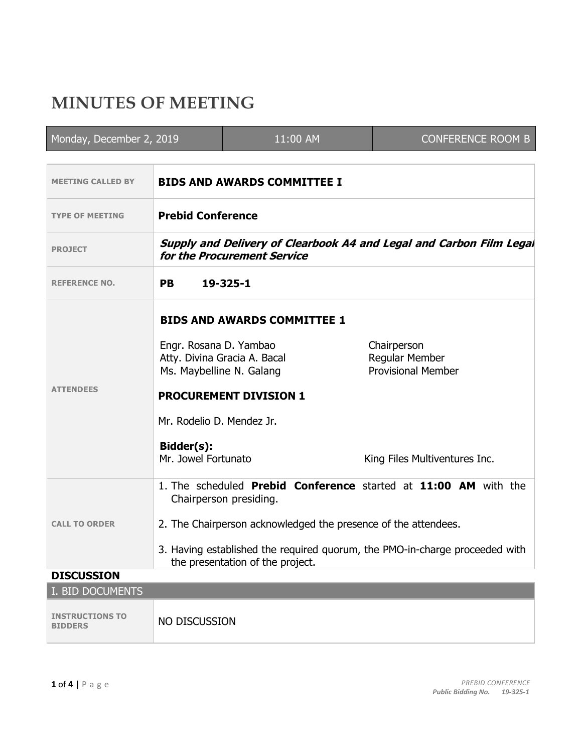# MINUTES OF MEETING

| Monday, December 2, 2019 | 11:00 AM | CONFERENCE ROOM B |
|---|---|---|

| | |
|---|---|
| **MEETING CALLED BY** | **BIDS AND AWARDS COMMITTEE I** |
| **TYPE OF MEETING** | **Prebid Conference** |
| **PROJECT** | ***Supply and Delivery of Clearbook A4 and Legal and Carbon Film Legal for the Procurement Service*** |
| **REFERENCE NO.** | **PB 19-325-1** |
| **ATTENDEES** | **BIDS AND AWARDS COMMITTEE 1**<br><br>Engr. Rosana D. Yambao — Chairperson<br>Atty. Divina Gracia A. Bacal — Regular Member<br>Ms. Maybelline N. Galang — Provisional Member<br><br>**PROCUREMENT DIVISION 1**<br><br>Mr. Rodelio D. Mendez Jr.<br><br>**Bidder(s):**<br>Mr. Jowel Fortunato — King Files Multiventures Inc. |
| **CALL TO ORDER** | 1. The scheduled **Prebid Conference** started at **11:00 AM** with the Chairperson presiding.<br><br>2. The Chairperson acknowledged the presence of the attendees.<br><br>3. Having established the required quorum, the PMO-in-charge proceeded with the presentation of the project. |

## DISCUSSION

| I. BID DOCUMENTS | |
|---|---|
| **INSTRUCTIONS TO BIDDERS** | NO DISCUSSION |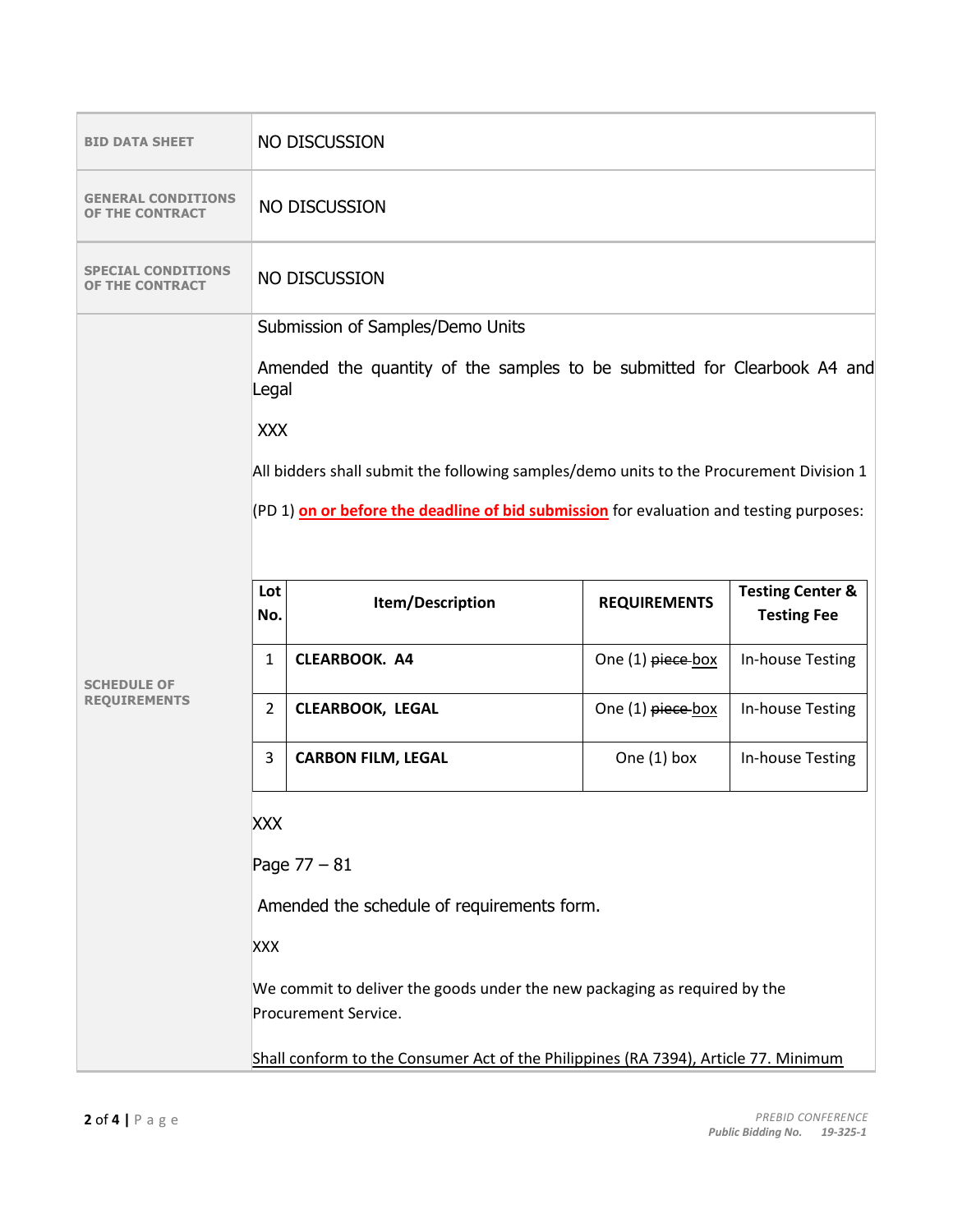| | |
|---|---|
| **BID DATA SHEET** | NO DISCUSSION |
| **GENERAL CONDITIONS OF THE CONTRACT** | NO DISCUSSION |
| **SPECIAL CONDITIONS OF THE CONTRACT** | NO DISCUSSION |
| **SCHEDULE OF REQUIREMENTS** | Submission of Samples/Demo Units<br><br>Amended the quantity of the samples to be submitted for Clearbook A4 and Legal<br><br>XXX<br><br>All bidders shall submit the following samples/demo units to the Procurement Division 1 (PD 1) **on or before the deadline of bid submission** for evaluation and testing purposes: |

| Lot No. | Item/Description | REQUIREMENTS | Testing Center & Testing Fee |
|---|---|---|---|
| 1 | **CLEARBOOK. A4** | One (1) ~~piece~~ box | In-house Testing |
| 2 | **CLEARBOOK, LEGAL** | One (1) ~~piece~~ box | In-house Testing |
| 3 | **CARBON FILM, LEGAL** | One (1) box | In-house Testing |

XXX

Page 77 – 81

Amended the schedule of requirements form.

XXX

We commit to deliver the goods under the new packaging as required by the Procurement Service.

Shall conform to the Consumer Act of the Philippines (RA 7394), Article 77. Minimum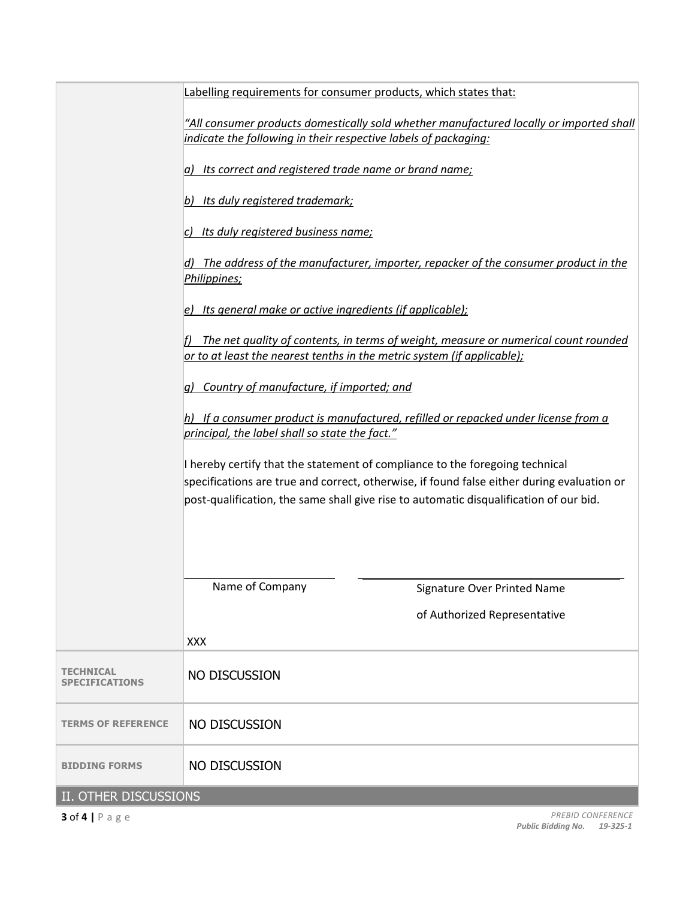| | |
|---|---|
| | <u>Labelling requirements for consumer products, which states that:</u><br><br>*<u>"All consumer products domestically sold whether manufactured locally or imported shall indicate the following in their respective labels of packaging:</u>*<br><br>*<u>a) Its correct and registered trade name or brand name;</u>*<br><br>*<u>b) Its duly registered trademark;</u>*<br><br>*<u>c) Its duly registered business name;</u>*<br><br>*<u>d) The address of the manufacturer, importer, repacker of the consumer product in the Philippines;</u>*<br><br>*<u>e) Its general make or active ingredients (if applicable);</u>*<br><br>*<u>f) The net quality of contents, in terms of weight, measure or numerical count rounded or to at least the nearest tenths in the metric system (if applicable);</u>*<br><br>*<u>g) Country of manufacture, if imported; and</u>*<br><br>*<u>h) If a consumer product is manufactured, refilled or repacked under license from a principal, the label shall so state the fact."</u>*<br><br>I hereby certify that the statement of compliance to the foregoing technical specifications are true and correct, otherwise, if found false either during evaluation or post-qualification, the same shall give rise to automatic disqualification of our bid.<br><br>\_\_\_\_\_\_\_\_\_\_\_\_\_\_\_\_\_\_\_\_ \_\_\_\_\_\_\_\_\_\_\_\_\_\_\_\_\_\_\_\_\_\_\_\_\_\_\_\_\_\_\_\_<br>Name of Company Signature Over Printed Name of Authorized Representative<br><br>XXX |
| **TECHNICAL SPECIFICATIONS** | NO DISCUSSION |
| **TERMS OF REFERENCE** | NO DISCUSSION |
| **BIDDING FORMS** | NO DISCUSSION |

## II. OTHER DISCUSSIONS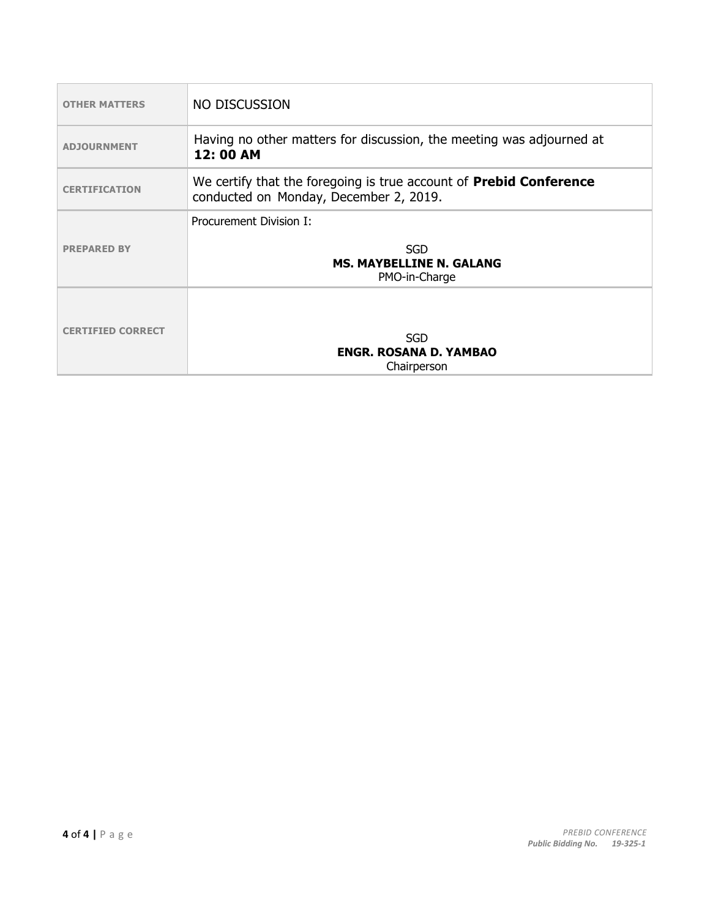| | |
|---|---|
| **OTHER MATTERS** | NO DISCUSSION |
| **ADJOURNMENT** | Having no other matters for discussion, the meeting was adjourned at **12: 00 AM** |
| **CERTIFICATION** | We certify that the foregoing is true account of **Prebid Conference** conducted on Monday, December 2, 2019. |
| **PREPARED BY** | Procurement Division I:<br><br>SGD<br>**MS. MAYBELLINE N. GALANG**<br>PMO-in-Charge |
| **CERTIFIED CORRECT** | SGD<br>**ENGR. ROSANA D. YAMBAO**<br>Chairperson |